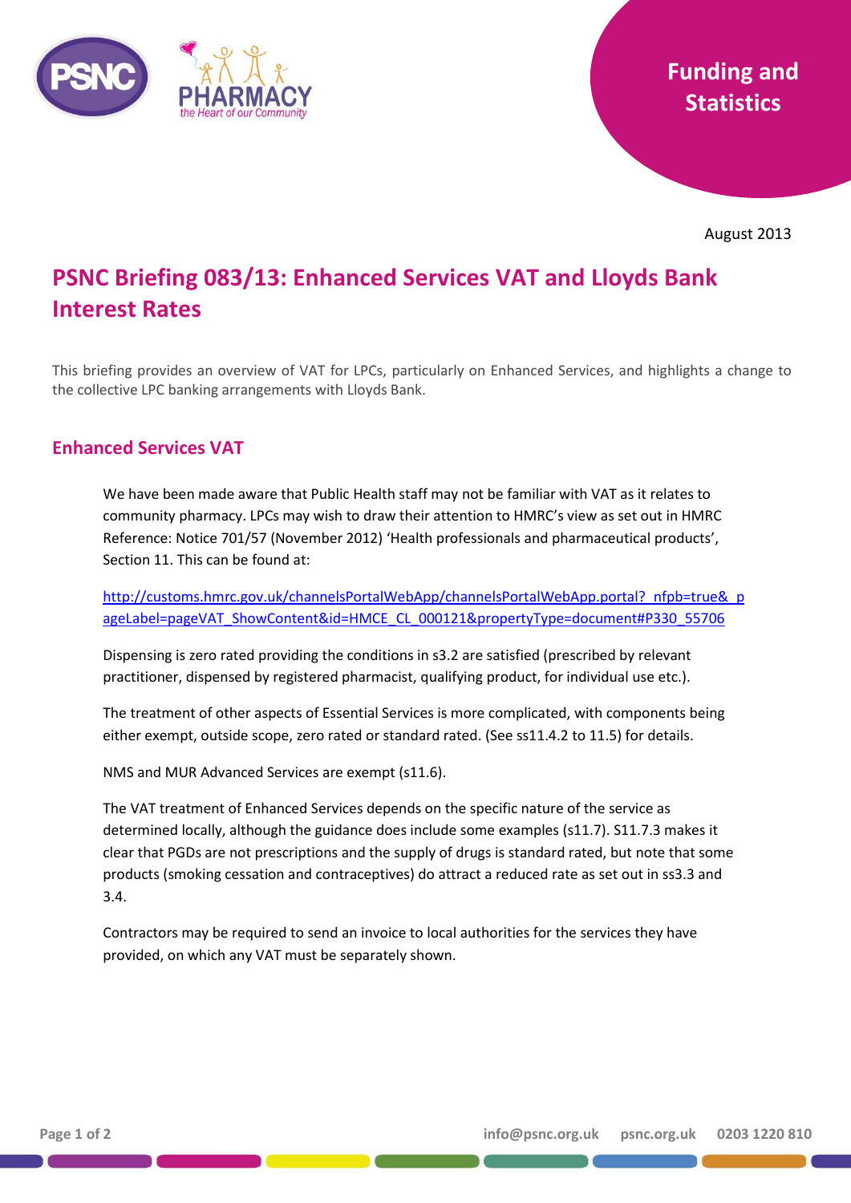Funding and Statistics

August 2013

# PSNC Briefing 083/13: Enhanced Services VAT and Lloyds Bank Interest Rates

This briefing provides an overview of VAT for LPCs, particularly on Enhanced Services, and highlights a change to the collective LPC banking arrangements with Lloyds Bank.

## Enhanced Services VAT

We have been made aware that Public Health staff may not be familiar with VAT as it relates to community pharmacy. LPCs may wish to draw their attention to HMRC's view as set out in HMRC Reference: Notice 701/57 (November 2012) 'Health professionals and pharmaceutical products', Section 11. This can be found at:

http://customs.hmrc.gov.uk/channelsPortalWebApp/channelsPortalWebApp.portal?_nfpb=true&_pageLabel=pageVAT_ShowContent&id=HMCE_CL_000121&propertyType=document#P330_55706

Dispensing is zero rated providing the conditions in s3.2 are satisfied (prescribed by relevant practitioner, dispensed by registered pharmacist, qualifying product, for individual use etc.).

The treatment of other aspects of Essential Services is more complicated, with components being either exempt, outside scope, zero rated or standard rated. (See ss11.4.2 to 11.5) for details.

NMS and MUR Advanced Services are exempt (s11.6).

The VAT treatment of Enhanced Services depends on the specific nature of the service as determined locally, although the guidance does include some examples (s11.7). S11.7.3 makes it clear that PGDs are not prescriptions and the supply of drugs is standard rated, but note that some products (smoking cessation and contraceptives) do attract a reduced rate as set out in ss3.3 and 3.4.

Contractors may be required to send an invoice to local authorities for the services they have provided, on which any VAT must be separately shown.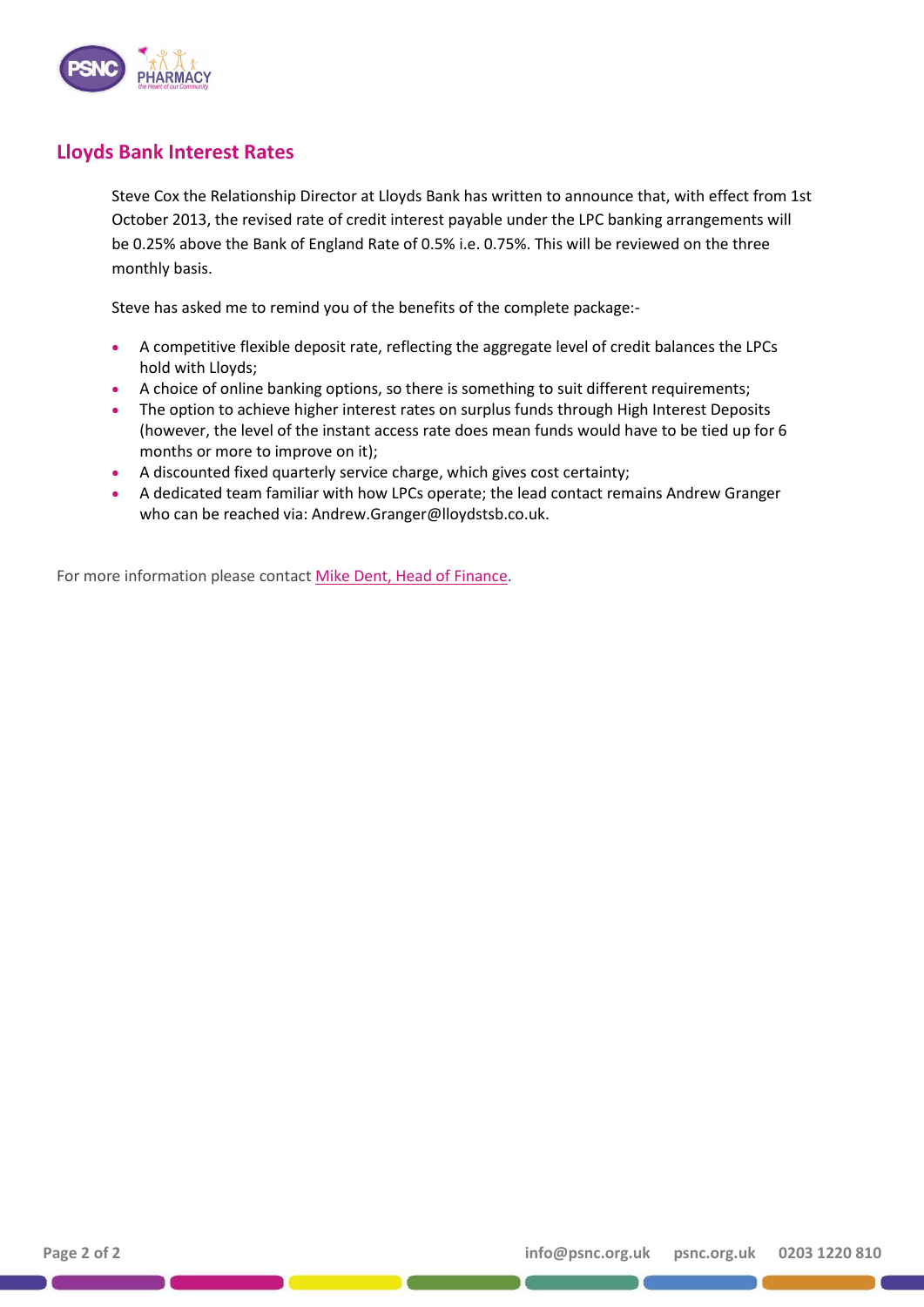## Lloyds Bank Interest Rates

Steve Cox the Relationship Director at Lloyds Bank has written to announce that, with effect from 1st October 2013, the revised rate of credit interest payable under the LPC banking arrangements will be 0.25% above the Bank of England Rate of 0.5% i.e. 0.75%. This will be reviewed on the three monthly basis.

Steve has asked me to remind you of the benefits of the complete package:-

- A competitive flexible deposit rate, reflecting the aggregate level of credit balances the LPCs hold with Lloyds;
- A choice of online banking options, so there is something to suit different requirements;
- The option to achieve higher interest rates on surplus funds through High Interest Deposits (however, the level of the instant access rate does mean funds would have to be tied up for 6 months or more to improve on it);
- A discounted fixed quarterly service charge, which gives cost certainty;
- A dedicated team familiar with how LPCs operate; the lead contact remains Andrew Granger who can be reached via: Andrew.Granger@lloydstsb.co.uk.

For more information please contact Mike Dent, Head of Finance.